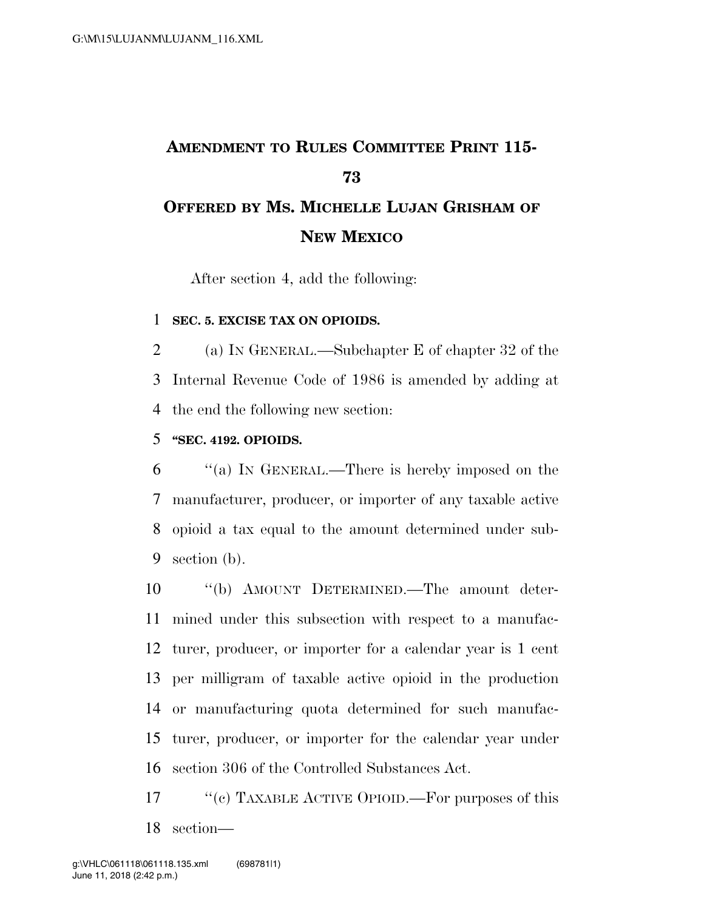# AMENDMENT TO RULES COMMITTEE PRINT 115-73

## OFFERED BY MS. MICHELLE LUJAN GRISHAM OF NEW MEXICO

After section 4, add the following:

**SEC. 5. EXCISE TAX ON OPIOIDS.**

(a) IN GENERAL.—Subchapter E of chapter 32 of the Internal Revenue Code of 1986 is amended by adding at the end the following new section:

**"SEC. 4192. OPIOIDS.**

"(a) IN GENERAL.—There is hereby imposed on the manufacturer, producer, or importer of any taxable active opioid a tax equal to the amount determined under subsection (b).

"(b) AMOUNT DETERMINED.—The amount determined under this subsection with respect to a manufacturer, producer, or importer for a calendar year is 1 cent per milligram of taxable active opioid in the production or manufacturing quota determined for such manufacturer, producer, or importer for the calendar year under section 306 of the Controlled Substances Act.

"(c) TAXABLE ACTIVE OPIOID.—For purposes of this section—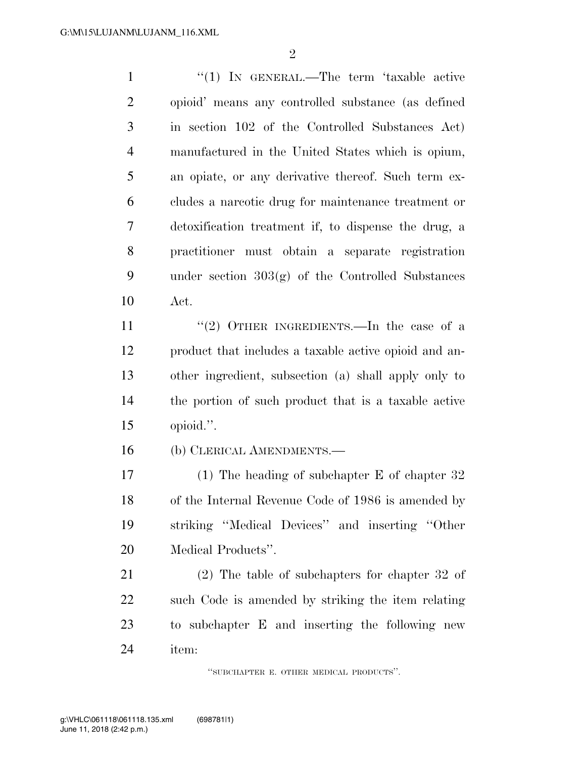"(1) IN GENERAL.—The term 'taxable active opioid' means any controlled substance (as defined in section 102 of the Controlled Substances Act) manufactured in the United States which is opium, an opiate, or any derivative thereof. Such term excludes a narcotic drug for maintenance treatment or detoxification treatment if, to dispense the drug, a practitioner must obtain a separate registration under section 303(g) of the Controlled Substances Act.

"(2) OTHER INGREDIENTS.—In the case of a product that includes a taxable active opioid and another ingredient, subsection (a) shall apply only to the portion of such product that is a taxable active opioid.".

(b) CLERICAL AMENDMENTS.—

(1) The heading of subchapter E of chapter 32 of the Internal Revenue Code of 1986 is amended by striking "Medical Devices" and inserting "Other Medical Products".

(2) The table of subchapters for chapter 32 of such Code is amended by striking the item relating to subchapter E and inserting the following new item:

"SUBCHAPTER E. OTHER MEDICAL PRODUCTS".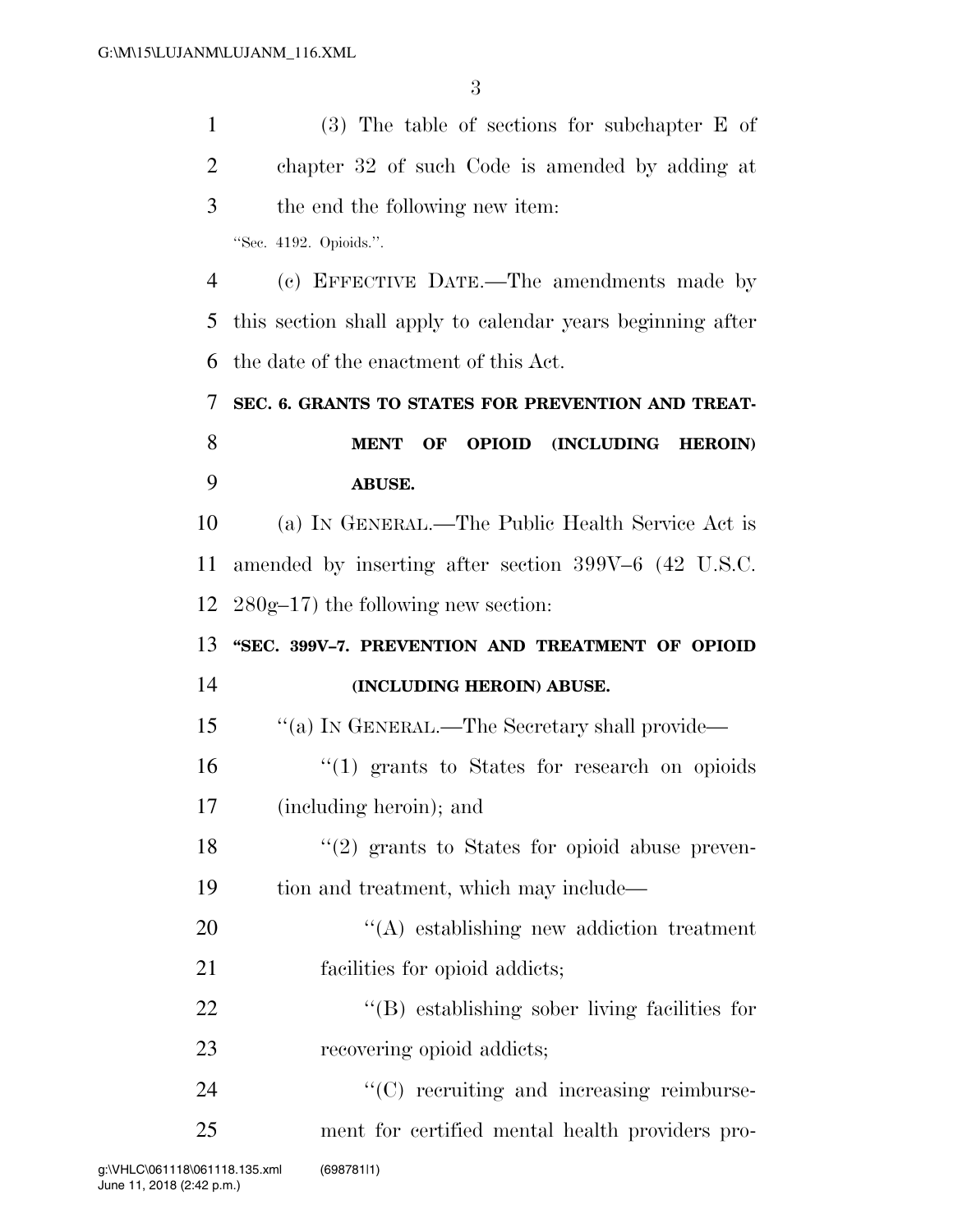(3) The table of sections for subchapter E of chapter 32 of such Code is amended by adding at the end the following new item:

"Sec. 4192. Opioids.".

(c) EFFECTIVE DATE.—The amendments made by this section shall apply to calendar years beginning after the date of the enactment of this Act.

**SEC. 6. GRANTS TO STATES FOR PREVENTION AND TREATMENT OF OPIOID (INCLUDING HEROIN) ABUSE.**

(a) IN GENERAL.—The Public Health Service Act is amended by inserting after section 399V–6 (42 U.S.C. 280g–17) the following new section:

**"SEC. 399V–7. PREVENTION AND TREATMENT OF OPIOID (INCLUDING HEROIN) ABUSE.**

"(a) IN GENERAL.—The Secretary shall provide—

"(1) grants to States for research on opioids (including heroin); and

"(2) grants to States for opioid abuse prevention and treatment, which may include—

"(A) establishing new addiction treatment facilities for opioid addicts;

"(B) establishing sober living facilities for recovering opioid addicts;

"(C) recruiting and increasing reimbursement for certified mental health providers pro-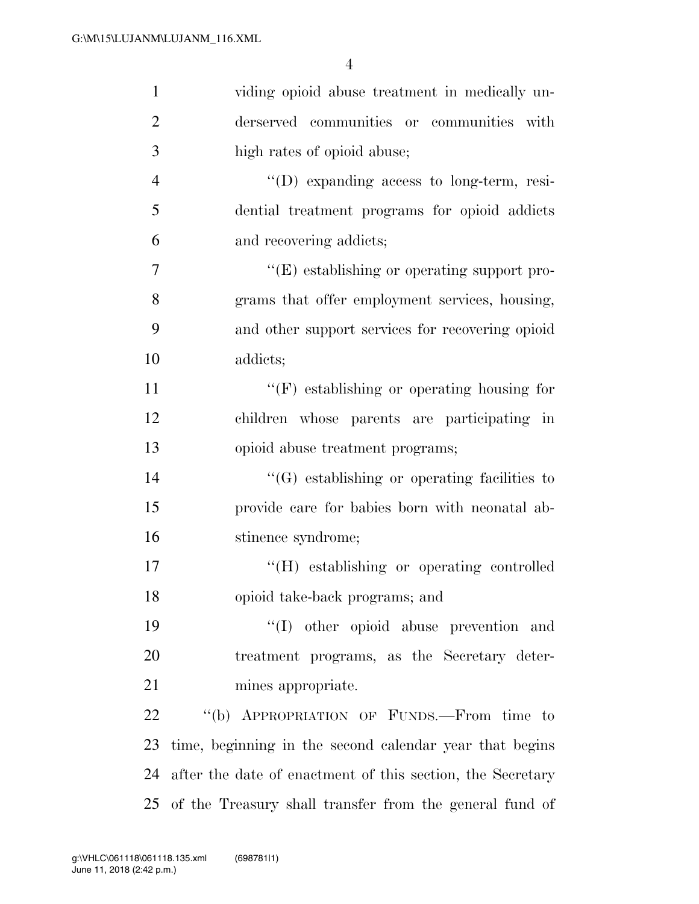viding opioid abuse treatment in medically underserved communities or communities with high rates of opioid abuse;

''(D) expanding access to long-term, residential treatment programs for opioid addicts and recovering addicts;

''(E) establishing or operating support programs that offer employment services, housing, and other support services for recovering opioid addicts;

''(F) establishing or operating housing for children whose parents are participating in opioid abuse treatment programs;

''(G) establishing or operating facilities to provide care for babies born with neonatal abstinence syndrome;

''(H) establishing or operating controlled opioid take-back programs; and

''(I) other opioid abuse prevention and treatment programs, as the Secretary determines appropriate.

''(b) APPROPRIATION OF FUNDS.—From time to time, beginning in the second calendar year that begins after the date of enactment of this section, the Secretary of the Treasury shall transfer from the general fund of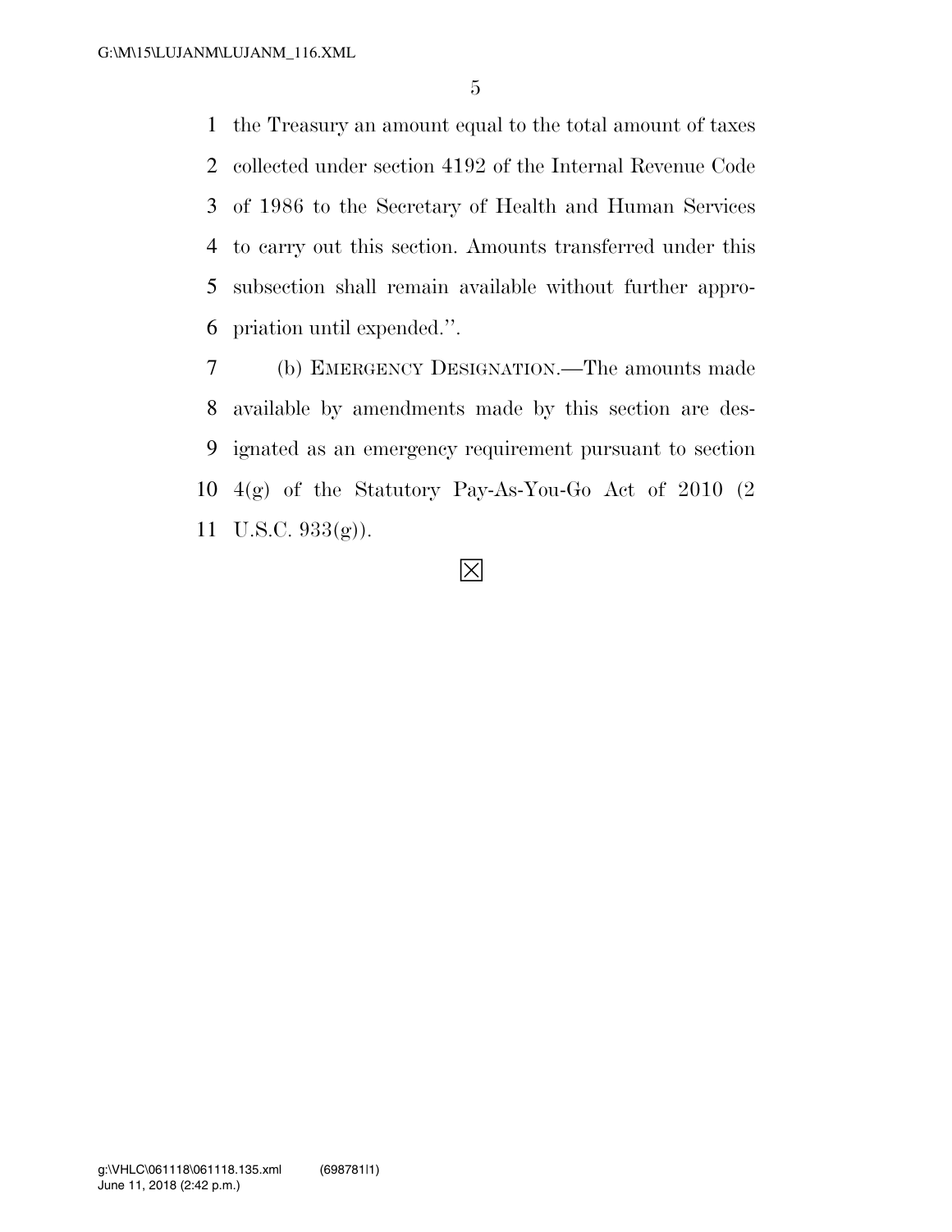the Treasury an amount equal to the total amount of taxes collected under section 4192 of the Internal Revenue Code of 1986 to the Secretary of Health and Human Services to carry out this section. Amounts transferred under this subsection shall remain available without further appropriation until expended.''.

(b) EMERGENCY DESIGNATION.—The amounts made available by amendments made by this section are designated as an emergency requirement pursuant to section 4(g) of the Statutory Pay-As-You-Go Act of 2010 (2 U.S.C. 933(g)).